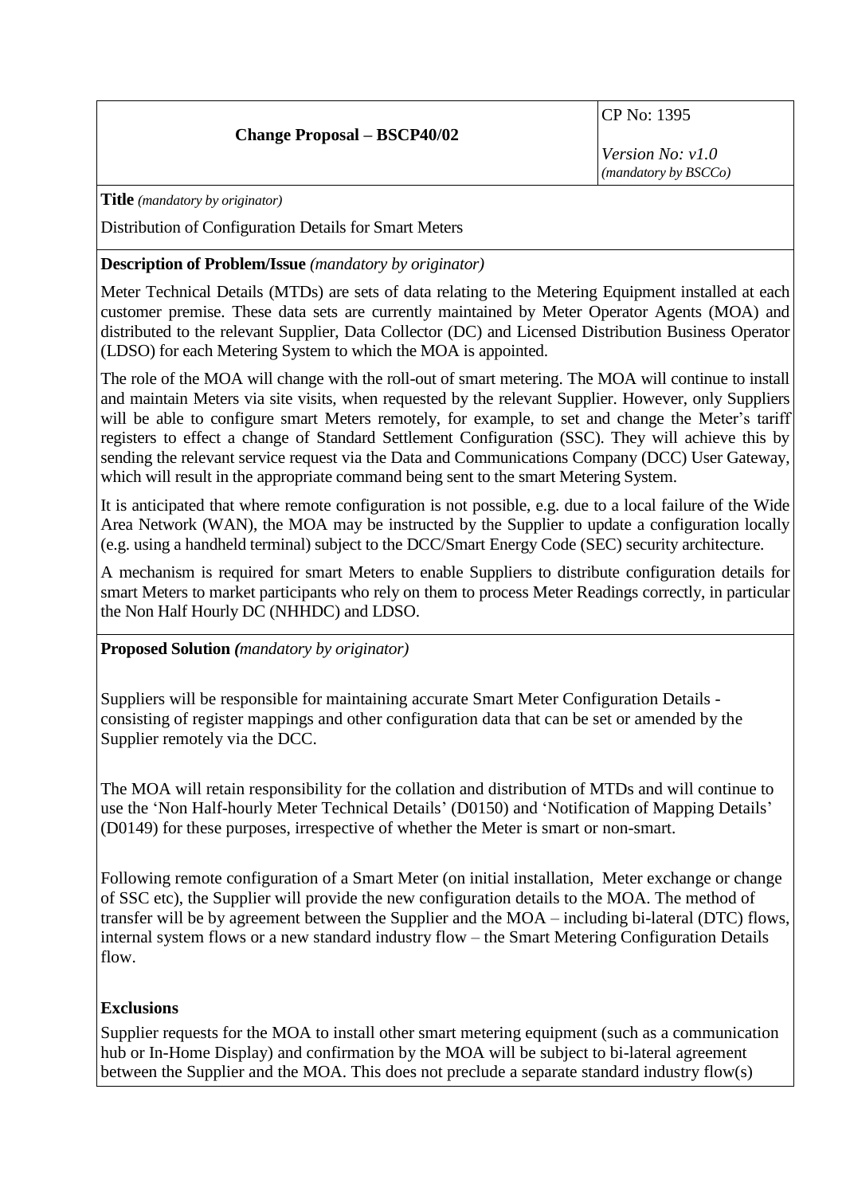| Change Proposal – BSCP40/02 | CP No: 1395<br><br>*Version No: v1.0*<br>*(mandatory by BSCCo)* |
|---|---|

**Title** *(mandatory by originator)*

Distribution of Configuration Details for Smart Meters

**Description of Problem/Issue** *(mandatory by originator)*

Meter Technical Details (MTDs) are sets of data relating to the Metering Equipment installed at each customer premise. These data sets are currently maintained by Meter Operator Agents (MOA) and distributed to the relevant Supplier, Data Collector (DC) and Licensed Distribution Business Operator (LDSO) for each Metering System to which the MOA is appointed.

The role of the MOA will change with the roll-out of smart metering. The MOA will continue to install and maintain Meters via site visits, when requested by the relevant Supplier. However, only Suppliers will be able to configure smart Meters remotely, for example, to set and change the Meter's tariff registers to effect a change of Standard Settlement Configuration (SSC). They will achieve this by sending the relevant service request via the Data and Communications Company (DCC) User Gateway, which will result in the appropriate command being sent to the smart Metering System.

It is anticipated that where remote configuration is not possible, e.g. due to a local failure of the Wide Area Network (WAN), the MOA may be instructed by the Supplier to update a configuration locally (e.g. using a handheld terminal) subject to the DCC/Smart Energy Code (SEC) security architecture.

A mechanism is required for smart Meters to enable Suppliers to distribute configuration details for smart Meters to market participants who rely on them to process Meter Readings correctly, in particular the Non Half Hourly DC (NHHDC) and LDSO.

**Proposed Solution** *(mandatory by originator)*

Suppliers will be responsible for maintaining accurate Smart Meter Configuration Details - consisting of register mappings and other configuration data that can be set or amended by the Supplier remotely via the DCC.

The MOA will retain responsibility for the collation and distribution of MTDs and will continue to use the 'Non Half-hourly Meter Technical Details' (D0150) and 'Notification of Mapping Details' (D0149) for these purposes, irrespective of whether the Meter is smart or non-smart.

Following remote configuration of a Smart Meter (on initial installation, Meter exchange or change of SSC etc), the Supplier will provide the new configuration details to the MOA. The method of transfer will be by agreement between the Supplier and the MOA – including bi-lateral (DTC) flows, internal system flows or a new standard industry flow – the Smart Metering Configuration Details flow.

**Exclusions**

Supplier requests for the MOA to install other smart metering equipment (such as a communication hub or In-Home Display) and confirmation by the MOA will be subject to bi-lateral agreement between the Supplier and the MOA. This does not preclude a separate standard industry flow(s)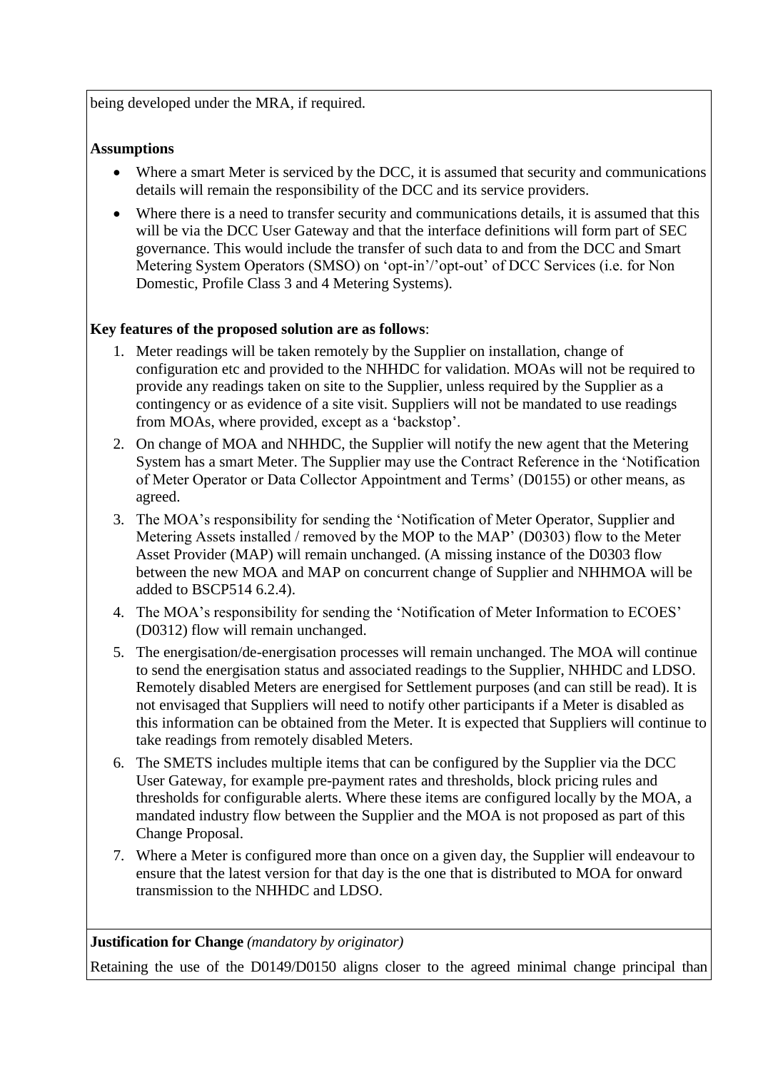being developed under the MRA, if required.

**Assumptions**

- Where a smart Meter is serviced by the DCC, it is assumed that security and communications details will remain the responsibility of the DCC and its service providers.
- Where there is a need to transfer security and communications details, it is assumed that this will be via the DCC User Gateway and that the interface definitions will form part of SEC governance. This would include the transfer of such data to and from the DCC and Smart Metering System Operators (SMSO) on 'opt-in'/'opt-out' of DCC Services (i.e. for Non Domestic, Profile Class 3 and 4 Metering Systems).

**Key features of the proposed solution are as follows**:

1. Meter readings will be taken remotely by the Supplier on installation, change of configuration etc and provided to the NHHDC for validation. MOAs will not be required to provide any readings taken on site to the Supplier, unless required by the Supplier as a contingency or as evidence of a site visit. Suppliers will not be mandated to use readings from MOAs, where provided, except as a 'backstop'.
2. On change of MOA and NHHDC, the Supplier will notify the new agent that the Metering System has a smart Meter. The Supplier may use the Contract Reference in the 'Notification of Meter Operator or Data Collector Appointment and Terms' (D0155) or other means, as agreed.
3. The MOA's responsibility for sending the 'Notification of Meter Operator, Supplier and Metering Assets installed / removed by the MOP to the MAP' (D0303) flow to the Meter Asset Provider (MAP) will remain unchanged. (A missing instance of the D0303 flow between the new MOA and MAP on concurrent change of Supplier and NHHMOA will be added to BSCP514 6.2.4).
4. The MOA's responsibility for sending the 'Notification of Meter Information to ECOES' (D0312) flow will remain unchanged.
5. The energisation/de-energisation processes will remain unchanged. The MOA will continue to send the energisation status and associated readings to the Supplier, NHHDC and LDSO. Remotely disabled Meters are energised for Settlement purposes (and can still be read). It is not envisaged that Suppliers will need to notify other participants if a Meter is disabled as this information can be obtained from the Meter. It is expected that Suppliers will continue to take readings from remotely disabled Meters.
6. The SMETS includes multiple items that can be configured by the Supplier via the DCC User Gateway, for example pre-payment rates and thresholds, block pricing rules and thresholds for configurable alerts. Where these items are configured locally by the MOA, a mandated industry flow between the Supplier and the MOA is not proposed as part of this Change Proposal.
7. Where a Meter is configured more than once on a given day, the Supplier will endeavour to ensure that the latest version for that day is the one that is distributed to MOA for onward transmission to the NHHDC and LDSO.

**Justification for Change** *(mandatory by originator)*

Retaining the use of the D0149/D0150 aligns closer to the agreed minimal change principal than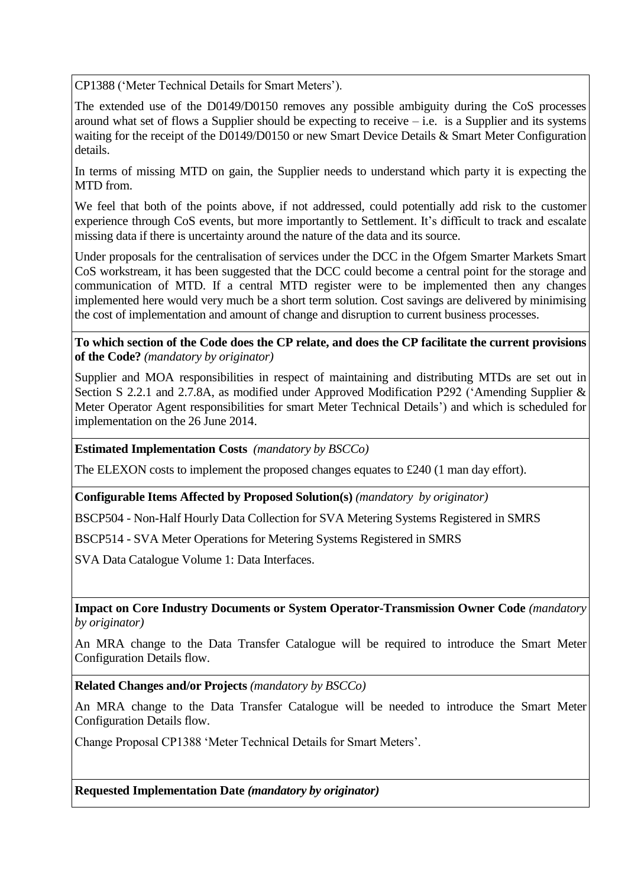CP1388 ('Meter Technical Details for Smart Meters').

The extended use of the D0149/D0150 removes any possible ambiguity during the CoS processes around what set of flows a Supplier should be expecting to receive – i.e. is a Supplier and its systems waiting for the receipt of the D0149/D0150 or new Smart Device Details & Smart Meter Configuration details.

In terms of missing MTD on gain, the Supplier needs to understand which party it is expecting the MTD from.

We feel that both of the points above, if not addressed, could potentially add risk to the customer experience through CoS events, but more importantly to Settlement. It's difficult to track and escalate missing data if there is uncertainty around the nature of the data and its source.

Under proposals for the centralisation of services under the DCC in the Ofgem Smarter Markets Smart CoS workstream, it has been suggested that the DCC could become a central point for the storage and communication of MTD. If a central MTD register were to be implemented then any changes implemented here would very much be a short term solution. Cost savings are delivered by minimising the cost of implementation and amount of change and disruption to current business processes.

**To which section of the Code does the CP relate, and does the CP facilitate the current provisions of the Code?** *(mandatory by originator)*

Supplier and MOA responsibilities in respect of maintaining and distributing MTDs are set out in Section S 2.2.1 and 2.7.8A, as modified under Approved Modification P292 ('Amending Supplier & Meter Operator Agent responsibilities for smart Meter Technical Details') and which is scheduled for implementation on the 26 June 2014.

**Estimated Implementation Costs** *(mandatory by BSCCo)*

The ELEXON costs to implement the proposed changes equates to £240 (1 man day effort).

**Configurable Items Affected by Proposed Solution(s)** *(mandatory by originator)*

BSCP504 - Non-Half Hourly Data Collection for SVA Metering Systems Registered in SMRS

BSCP514 - SVA Meter Operations for Metering Systems Registered in SMRS

SVA Data Catalogue Volume 1: Data Interfaces.

**Impact on Core Industry Documents or System Operator-Transmission Owner Code** *(mandatory by originator)*

An MRA change to the Data Transfer Catalogue will be required to introduce the Smart Meter Configuration Details flow.

**Related Changes and/or Projects** *(mandatory by BSCCo)*

An MRA change to the Data Transfer Catalogue will be needed to introduce the Smart Meter Configuration Details flow.

Change Proposal CP1388 'Meter Technical Details for Smart Meters'.

**Requested Implementation Date** ***(mandatory by originator)***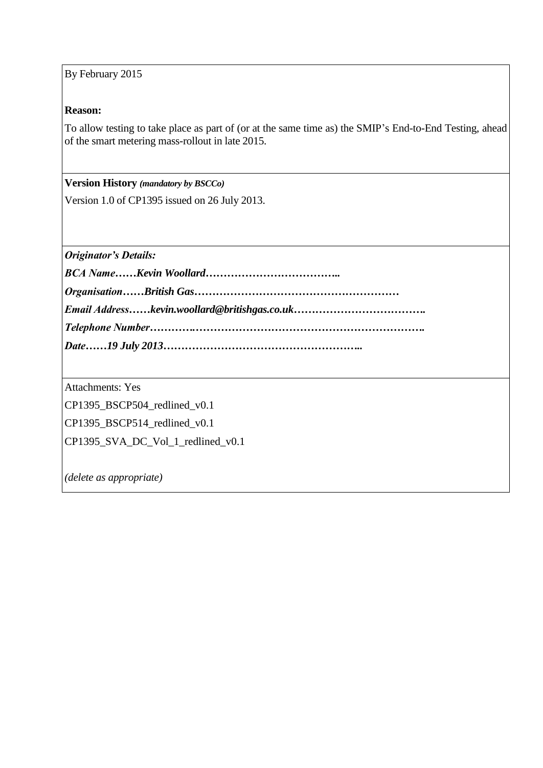By February 2015

**Reason:**

To allow testing to take place as part of (or at the same time as) the SMIP's End-to-End Testing, ahead of the smart metering mass-rollout in late 2015.

**Version History** ***(mandatory by BSCCo)***

Version 1.0 of CP1395 issued on 26 July 2013.

***Originator's Details:***

***BCA Name……Kevin Woollard………………………………..***

***Organisation……British Gas…………………………………………………***

***Email Address……kevin.woollard@britishgas.co.uk……………………………….***

***Telephone Number……………………………………………………………….***

***Date……19 July 2013………………………………………………..***

Attachments: Yes

CP1395_BSCP504_redlined_v0.1

CP1395_BSCP514_redlined_v0.1

CP1395_SVA_DC_Vol_1_redlined_v0.1

*(delete as appropriate)*